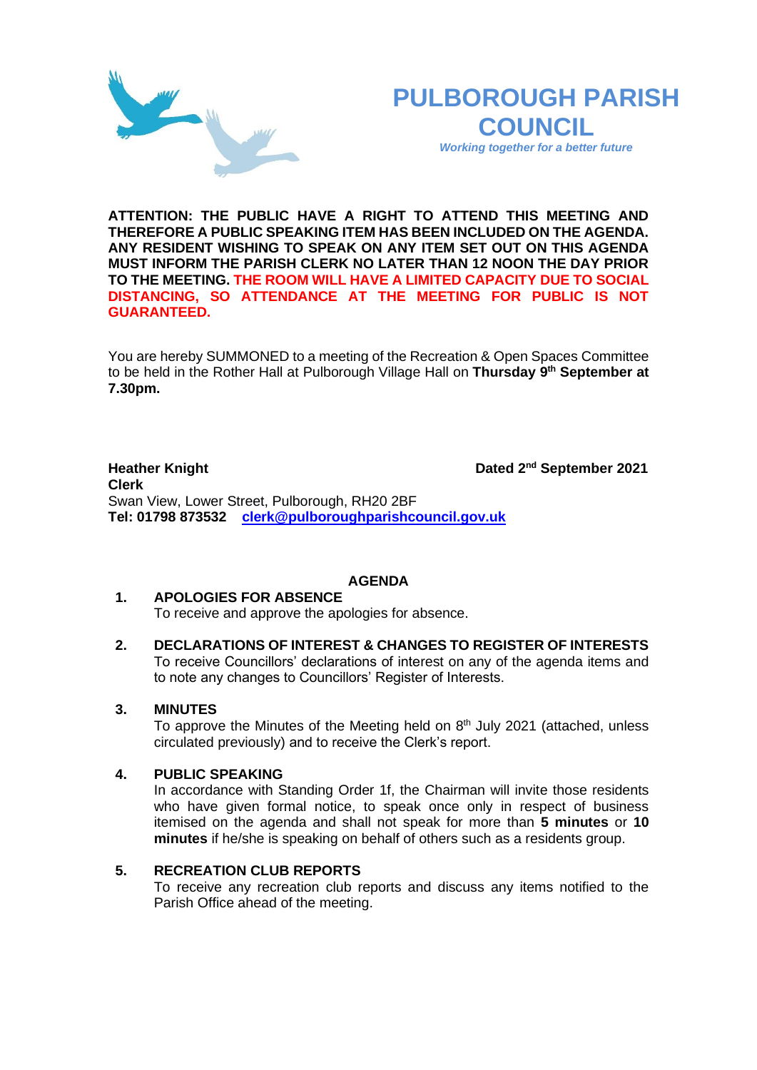# PULBOROUGH PARISH COUNCIL

*Working together for a better future*

**ATTENTION: THE PUBLIC HAVE A RIGHT TO ATTEND THIS MEETING AND THEREFORE A PUBLIC SPEAKING ITEM HAS BEEN INCLUDED ON THE AGENDA. ANY RESIDENT WISHING TO SPEAK ON ANY ITEM SET OUT ON THIS AGENDA MUST INFORM THE PARISH CLERK NO LATER THAN 12 NOON THE DAY PRIOR TO THE MEETING. THE ROOM WILL HAVE A LIMITED CAPACITY DUE TO SOCIAL DISTANCING, SO ATTENDANCE AT THE MEETING FOR PUBLIC IS NOT GUARANTEED.**

You are hereby SUMMONED to a meeting of the Recreation & Open Spaces Committee to be held in the Rother Hall at Pulborough Village Hall on **Thursday 9th September at 7.30pm.**

**Heather Knight**
**Clerk**
Swan View, Lower Street, Pulborough, RH20 2BF
**Tel: 01798 873532** clerk@pulboroughparishcouncil.gov.uk

**Dated 2nd September 2021**

## AGENDA

1. **APOLOGIES FOR ABSENCE**
   To receive and approve the apologies for absence.

2. **DECLARATIONS OF INTEREST & CHANGES TO REGISTER OF INTERESTS**
   To receive Councillors' declarations of interest on any of the agenda items and to note any changes to Councillors' Register of Interests.

3. **MINUTES**
   To approve the Minutes of the Meeting held on 8th July 2021 (attached, unless circulated previously) and to receive the Clerk's report.

4. **PUBLIC SPEAKING**
   In accordance with Standing Order 1f, the Chairman will invite those residents who have given formal notice, to speak once only in respect of business itemised on the agenda and shall not speak for more than **5 minutes** or **10 minutes** if he/she is speaking on behalf of others such as a residents group.

5. **RECREATION CLUB REPORTS**
   To receive any recreation club reports and discuss any items notified to the Parish Office ahead of the meeting.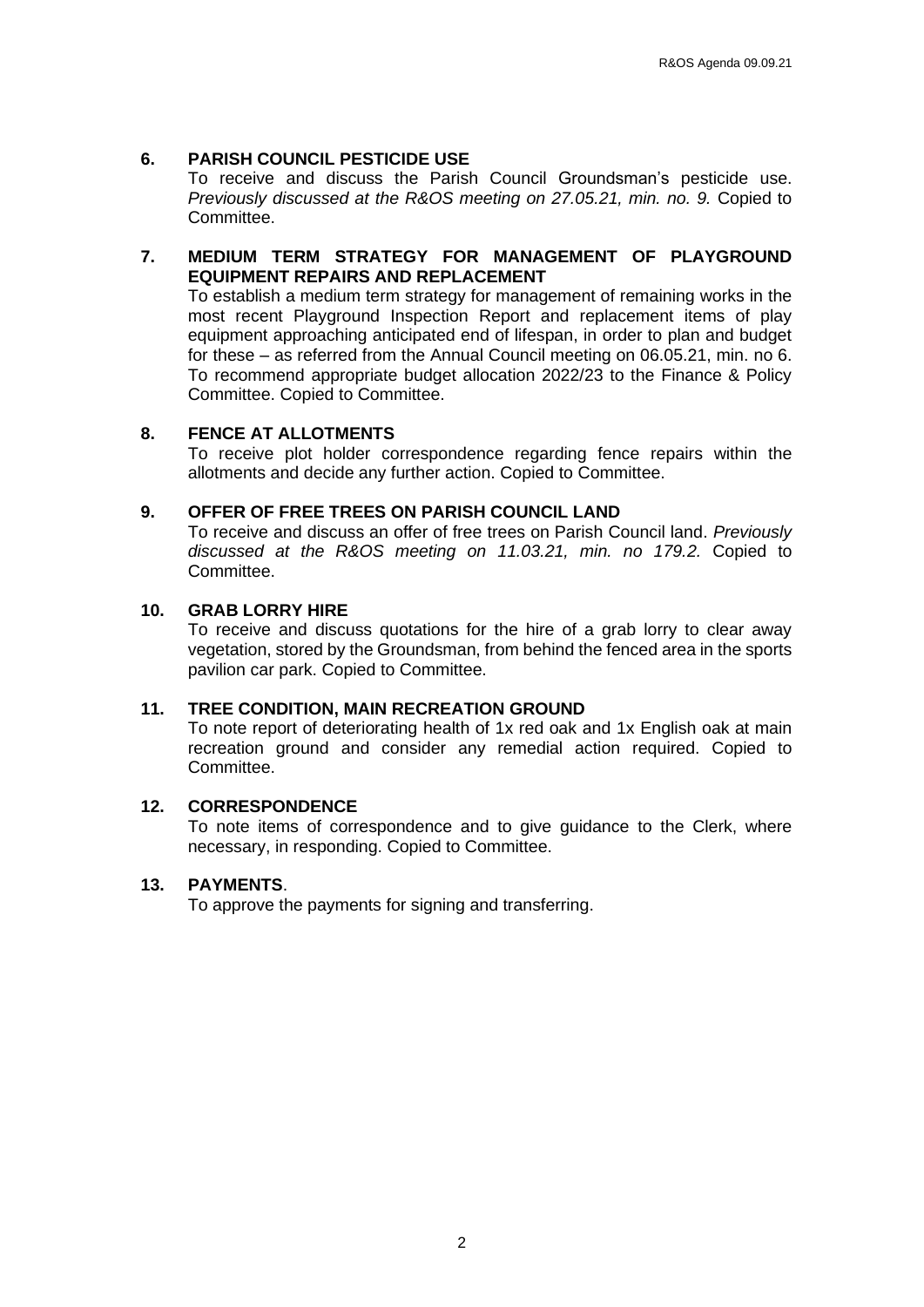## 6. PARISH COUNCIL PESTICIDE USE

To receive and discuss the Parish Council Groundsman's pesticide use. *Previously discussed at the R&OS meeting on 27.05.21, min. no. 9.* Copied to Committee.

## 7. MEDIUM TERM STRATEGY FOR MANAGEMENT OF PLAYGROUND EQUIPMENT REPAIRS AND REPLACEMENT

To establish a medium term strategy for management of remaining works in the most recent Playground Inspection Report and replacement items of play equipment approaching anticipated end of lifespan, in order to plan and budget for these – as referred from the Annual Council meeting on 06.05.21, min. no 6. To recommend appropriate budget allocation 2022/23 to the Finance & Policy Committee. Copied to Committee.

## 8. FENCE AT ALLOTMENTS

To receive plot holder correspondence regarding fence repairs within the allotments and decide any further action. Copied to Committee.

## 9. OFFER OF FREE TREES ON PARISH COUNCIL LAND

To receive and discuss an offer of free trees on Parish Council land. *Previously discussed at the R&OS meeting on 11.03.21, min. no 179.2.* Copied to Committee.

## 10. GRAB LORRY HIRE

To receive and discuss quotations for the hire of a grab lorry to clear away vegetation, stored by the Groundsman, from behind the fenced area in the sports pavilion car park. Copied to Committee.

## 11. TREE CONDITION, MAIN RECREATION GROUND

To note report of deteriorating health of 1x red oak and 1x English oak at main recreation ground and consider any remedial action required. Copied to Committee.

## 12. CORRESPONDENCE

To note items of correspondence and to give guidance to the Clerk, where necessary, in responding. Copied to Committee.

## 13. PAYMENTS.

To approve the payments for signing and transferring.